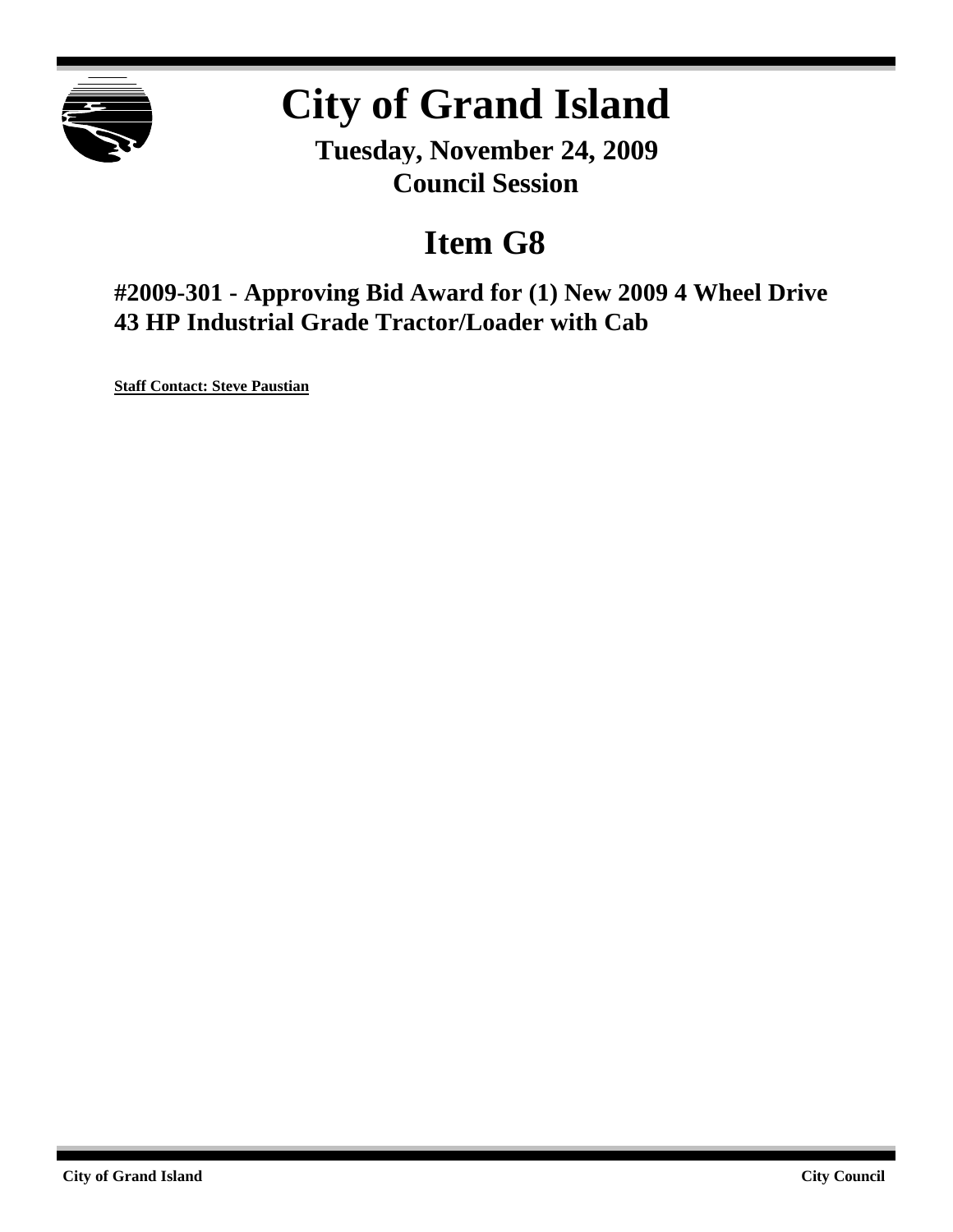# City of Grand Island

**Tuesday, November 24, 2009**
**Council Session**

## Item G8

### #2009-301 - Approving Bid Award for (1) New 2009 4 Wheel Drive 43 HP Industrial Grade Tractor/Loader with Cab

**Staff Contact: Steve Paustian**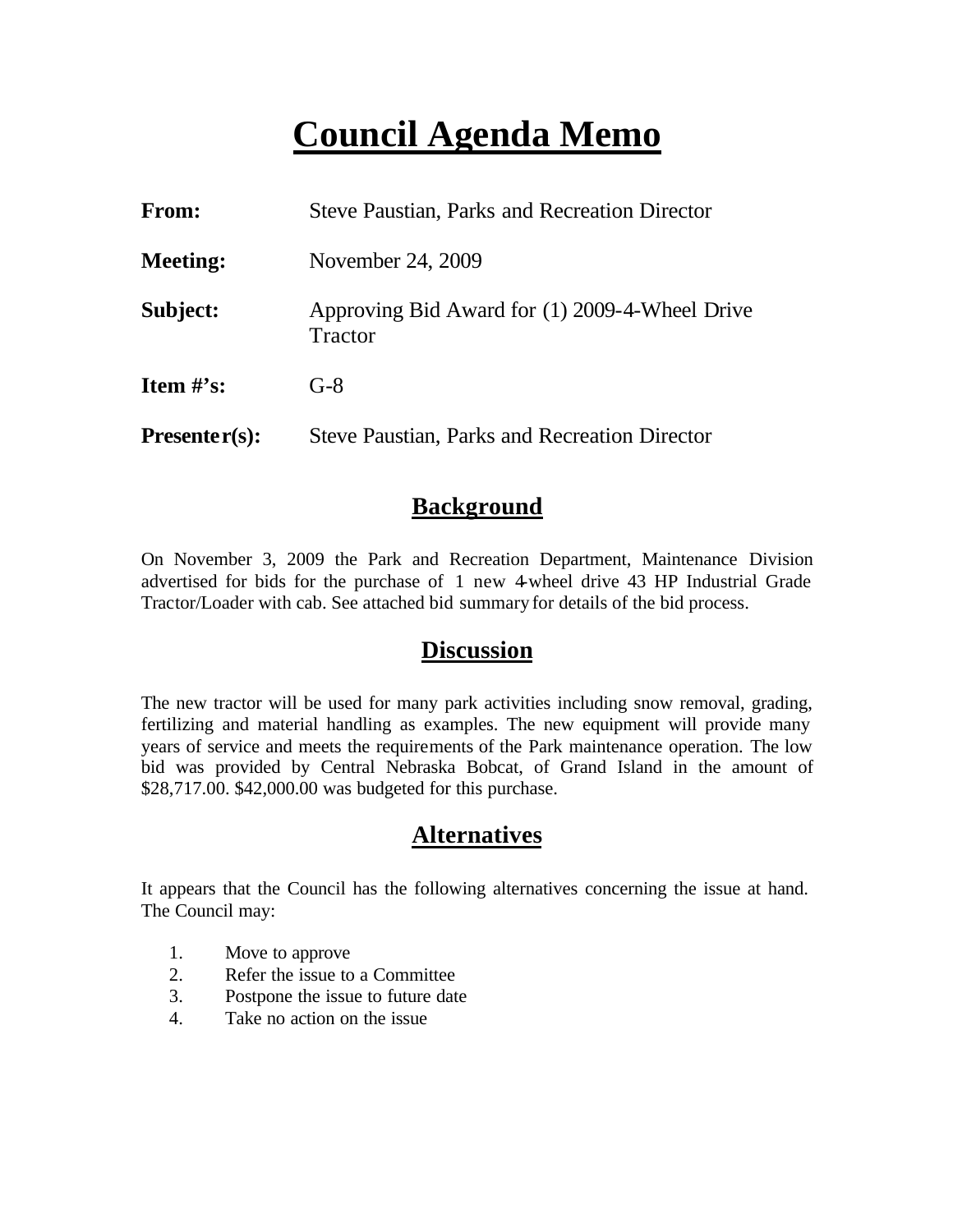# Council Agenda Memo

**From:** Steve Paustian, Parks and Recreation Director

**Meeting:** November 24, 2009

**Subject:** Approving Bid Award for (1) 2009-4-Wheel Drive Tractor

**Item #'s:** G-8

**Presenter(s):** Steve Paustian, Parks and Recreation Director

## Background

On November 3, 2009 the Park and Recreation Department, Maintenance Division advertised for bids for the purchase of 1 new 4-wheel drive 43 HP Industrial Grade Tractor/Loader with cab. See attached bid summary for details of the bid process.

## Discussion

The new tractor will be used for many park activities including snow removal, grading, fertilizing and material handling as examples. The new equipment will provide many years of service and meets the requirements of the Park maintenance operation. The low bid was provided by Central Nebraska Bobcat, of Grand Island in the amount of $28,717.00. $42,000.00 was budgeted for this purchase.

## Alternatives

It appears that the Council has the following alternatives concerning the issue at hand. The Council may:

1. Move to approve
2. Refer the issue to a Committee
3. Postpone the issue to future date
4. Take no action on the issue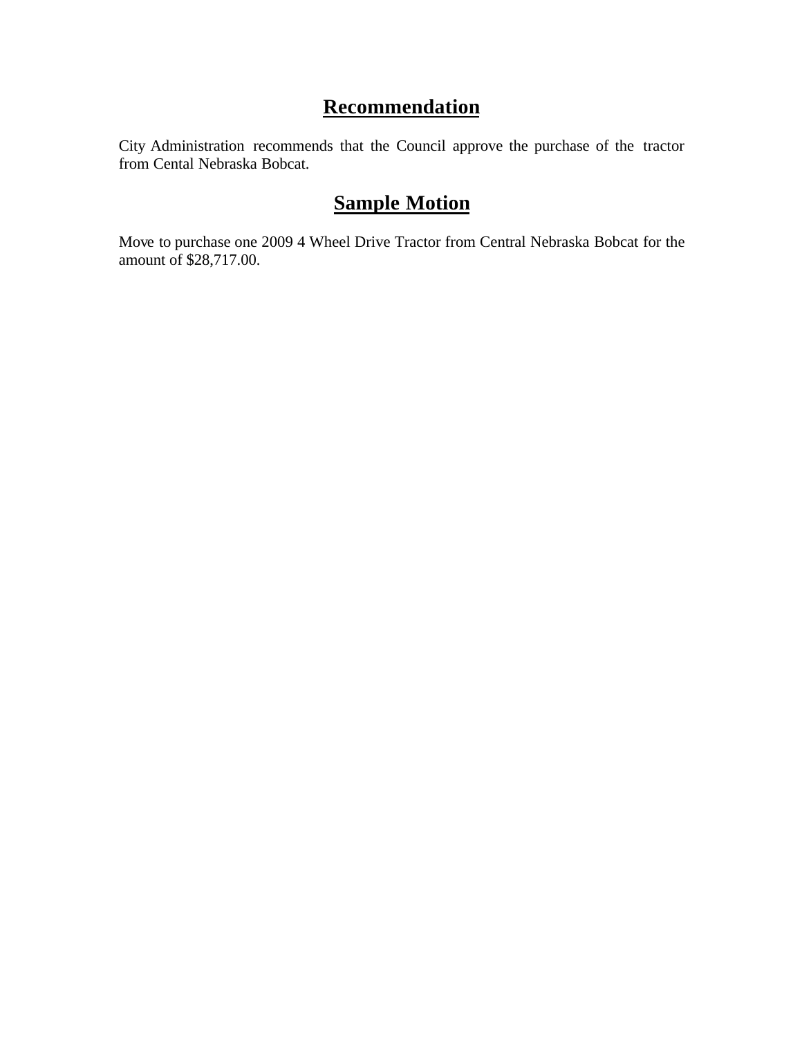## Recommendation

City Administration recommends that the Council approve the purchase of the tractor from Cental Nebraska Bobcat.

## Sample Motion

Move to purchase one 2009 4 Wheel Drive Tractor from Central Nebraska Bobcat for the amount of $28,717.00.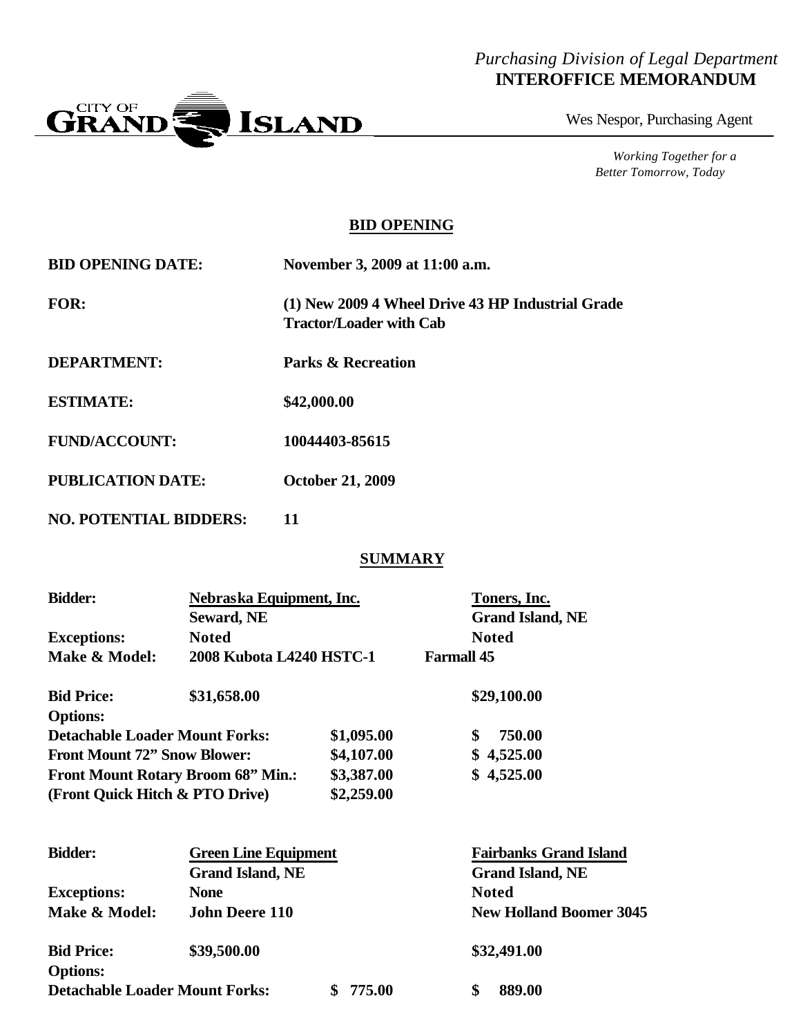*Purchasing Division of Legal Department*
**INTEROFFICE MEMORANDUM**

CITY OF GRAND ISLAND

Wes Nespor, Purchasing Agent

*Working Together for a Better Tomorrow, Today*

## BID OPENING

**BID OPENING DATE:** November 3, 2009 at 11:00 a.m.

**FOR:** (1) New 2009 4 Wheel Drive 43 HP Industrial Grade Tractor/Loader with Cab

**DEPARTMENT:** Parks & Recreation

**ESTIMATE:** $42,000.00

**FUND/ACCOUNT:** 10044403-85615

**PUBLICATION DATE:** October 21, 2009

**NO. POTENTIAL BIDDERS:** 11

## SUMMARY

| | Nebraska Equipment, Inc. | Toners, Inc. |
|---|---|---|
| **Bidder:** | Seward, NE | Grand Island, NE |
| **Exceptions:** | Noted | Noted |
| **Make & Model:** | 2008 Kubota L4240 HSTC-1 | Farmall 45 |
| **Bid Price:** | $31,658.00 | $29,100.00 |
| **Options:** | | |
| **Detachable Loader Mount Forks:** | $1,095.00 | $ 750.00 |
| **Front Mount 72" Snow Blower:** | $4,107.00 | $ 4,525.00 |
| **Front Mount Rotary Broom 68" Min.:** | $3,387.00 | $ 4,525.00 |
| **(Front Quick Hitch & PTO Drive)** | $2,259.00 | |

| | Green Line Equipment | Fairbanks Grand Island |
|---|---|---|
| **Bidder:** | Grand Island, NE | Grand Island, NE |
| **Exceptions:** | None | Noted |
| **Make & Model:** | John Deere 110 | New Holland Boomer 3045 |
| **Bid Price:** | $39,500.00 | $32,491.00 |
| **Options:** | | |
| **Detachable Loader Mount Forks:** | $ 775.00 | $ 889.00 |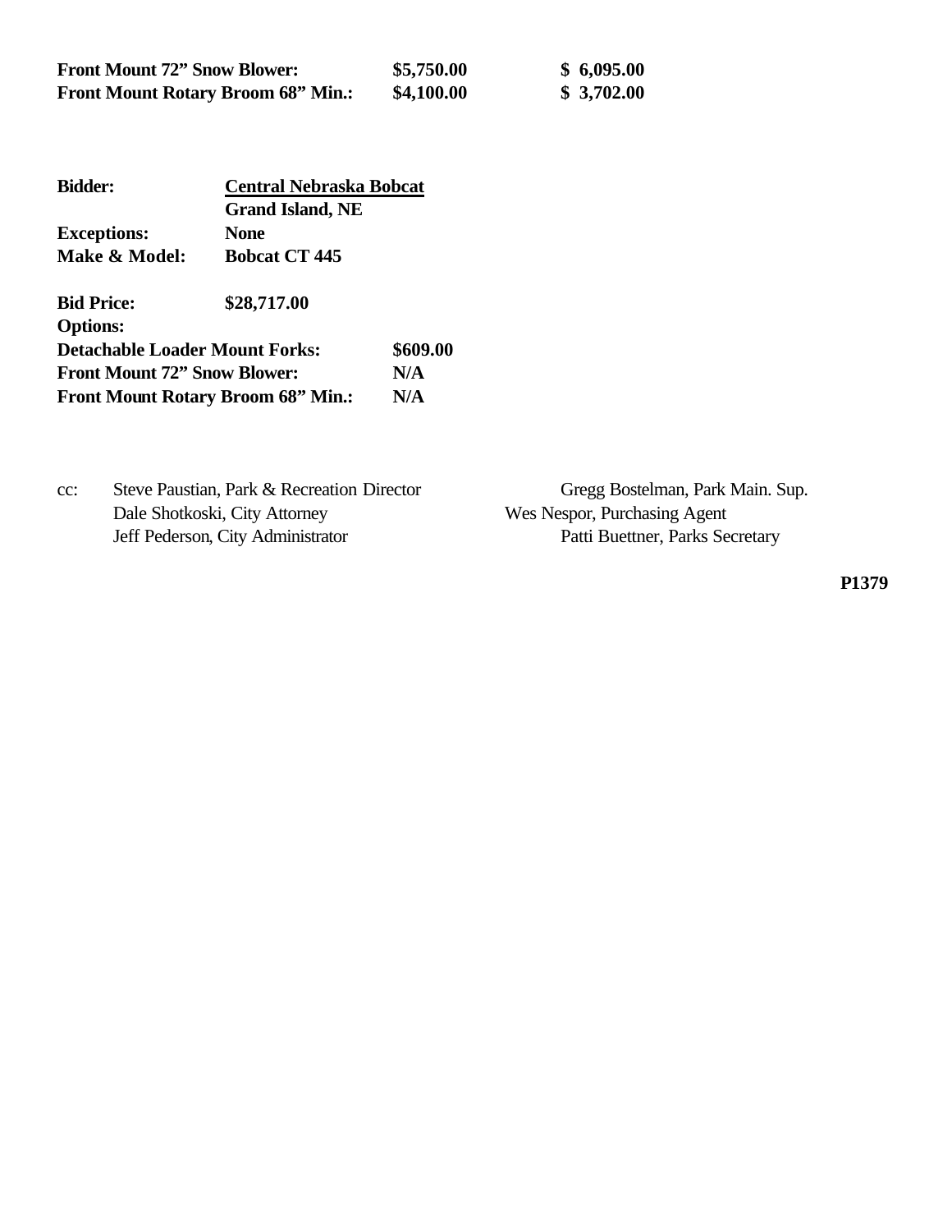| | | |
|---|---|---|
| **Front Mount 72" Snow Blower:** | **$5,750.00** | **$ 6,095.00** |
| **Front Mount Rotary Broom 68" Min.:** | **$4,100.00** | **$ 3,702.00** |

**Bidder:** **Central Nebraska Bobcat**
**Grand Island, NE**
**Exceptions:** **None**
**Make & Model:** **Bobcat CT 445**

**Bid Price:** **$28,717.00**
**Options:**

| | |
|---|---|
| **Detachable Loader Mount Forks:** | **$609.00** |
| **Front Mount 72" Snow Blower:** | **N/A** |
| **Front Mount Rotary Broom 68" Min.:** | **N/A** |

cc: Steve Paustian, Park & Recreation Director
Dale Shotkoski, City Attorney
Jeff Pederson, City Administrator
Gregg Bostelman, Park Main. Sup.
Wes Nespor, Purchasing Agent
Patti Buettner, Parks Secretary

**P1379**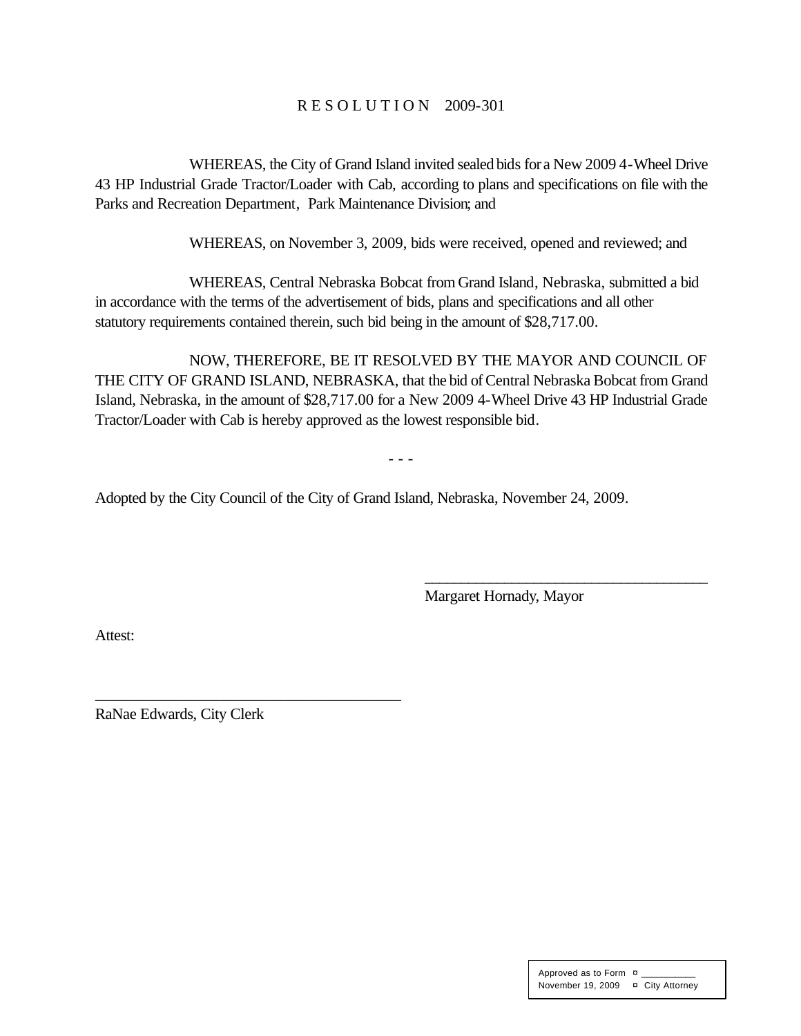# R E S O L U T I O N 2009-301

WHEREAS, the City of Grand Island invited sealed bids for a New 2009 4-Wheel Drive 43 HP Industrial Grade Tractor/Loader with Cab, according to plans and specifications on file with the Parks and Recreation Department, Park Maintenance Division; and

WHEREAS, on November 3, 2009, bids were received, opened and reviewed; and

WHEREAS, Central Nebraska Bobcat from Grand Island, Nebraska, submitted a bid in accordance with the terms of the advertisement of bids, plans and specifications and all other statutory requirements contained therein, such bid being in the amount of $28,717.00.

NOW, THEREFORE, BE IT RESOLVED BY THE MAYOR AND COUNCIL OF THE CITY OF GRAND ISLAND, NEBRASKA, that the bid of Central Nebraska Bobcat from Grand Island, Nebraska, in the amount of $28,717.00 for a New 2009 4-Wheel Drive 43 HP Industrial Grade Tractor/Loader with Cab is hereby approved as the lowest responsible bid.

- - -

Adopted by the City Council of the City of Grand Island, Nebraska, November 24, 2009.

\_\_\_\_\_\_\_\_\_\_\_\_\_\_\_\_\_\_\_\_\_\_\_\_\_\_\_\_\_\_\_\_\_\_\_\_\_\_
Margaret Hornady, Mayor

Attest:

\_\_\_\_\_\_\_\_\_\_\_\_\_\_\_\_\_\_\_\_\_\_\_\_\_\_\_\_\_\_\_\_\_\_\_\_\_\_\_\_\_\_
RaNae Edwards, City Clerk

Approved as to Form ¤ \_\_\_\_\_\_\_\_\_\_
November 19, 2009 ¤ City Attorney